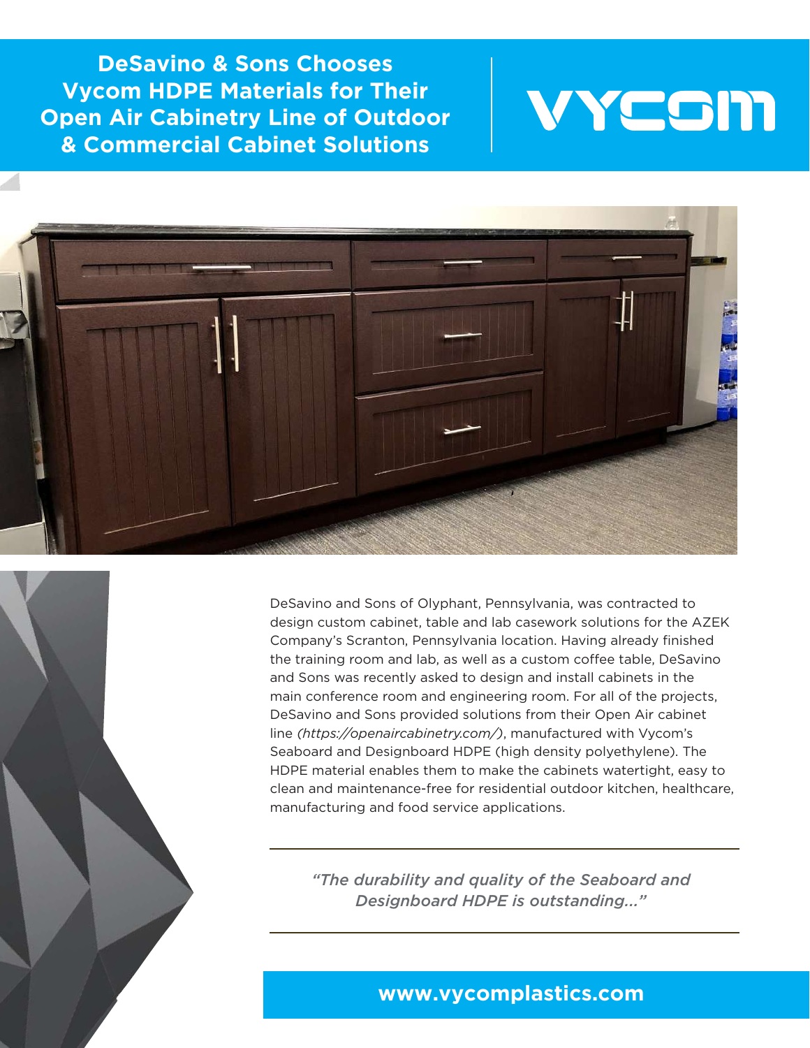# DeSavino & Sons Chooses Vycom HDPE Materials for Their Open Air Cabinetry Line of Outdoor & Commercial Cabinet Solutions

VYCOM

DeSavino and Sons of Olyphant, Pennsylvania, was contracted to design custom cabinet, table and lab casework solutions for the AZEK Company's Scranton, Pennsylvania location. Having already finished the training room and lab, as well as a custom coffee table, DeSavino and Sons was recently asked to design and install cabinets in the main conference room and engineering room. For all of the projects, DeSavino and Sons provided solutions from their Open Air cabinet line *(https://openaircabinetry.com/)*, manufactured with Vycom's Seaboard and Designboard HDPE (high density polyethylene). The HDPE material enables them to make the cabinets watertight, easy to clean and maintenance-free for residential outdoor kitchen, healthcare, manufacturing and food service applications.

---

*"The durability and quality of the Seaboard and Designboard HDPE is outstanding..."*

---

**www.vycomplastics.com**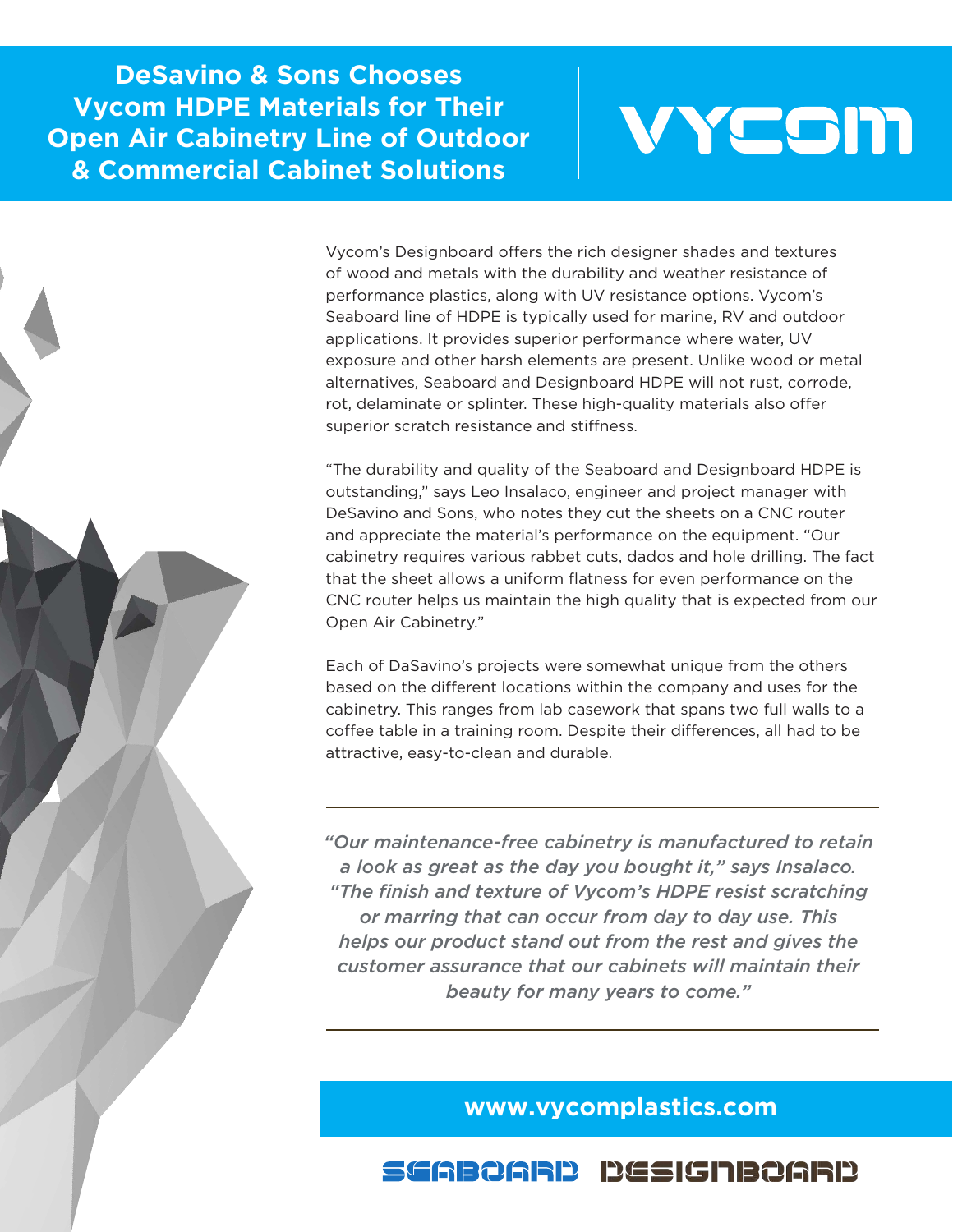# DeSavino & Sons Chooses Vycom HDPE Materials for Their Open Air Cabinetry Line of Outdoor & Commercial Cabinet Solutions

VYCOM

Vycom's Designboard offers the rich designer shades and textures of wood and metals with the durability and weather resistance of performance plastics, along with UV resistance options. Vycom's Seaboard line of HDPE is typically used for marine, RV and outdoor applications. It provides superior performance where water, UV exposure and other harsh elements are present. Unlike wood or metal alternatives, Seaboard and Designboard HDPE will not rust, corrode, rot, delaminate or splinter. These high-quality materials also offer superior scratch resistance and stiffness.

"The durability and quality of the Seaboard and Designboard HDPE is outstanding," says Leo Insalaco, engineer and project manager with DeSavino and Sons, who notes they cut the sheets on a CNC router and appreciate the material's performance on the equipment. "Our cabinetry requires various rabbet cuts, dados and hole drilling. The fact that the sheet allows a uniform flatness for even performance on the CNC router helps us maintain the high quality that is expected from our Open Air Cabinetry."

Each of DaSavino's projects were somewhat unique from the others based on the different locations within the company and uses for the cabinetry. This ranges from lab casework that spans two full walls to a coffee table in a training room. Despite their differences, all had to be attractive, easy-to-clean and durable.

---

*"Our maintenance-free cabinetry is manufactured to retain a look as great as the day you bought it," says Insalaco. "The finish and texture of Vycom's HDPE resist scratching or marring that can occur from day to day use. This helps our product stand out from the rest and gives the customer assurance that our cabinets will maintain their beauty for many years to come."*

---

**www.vycomplastics.com**

SEABOARD DESIGNBOARD